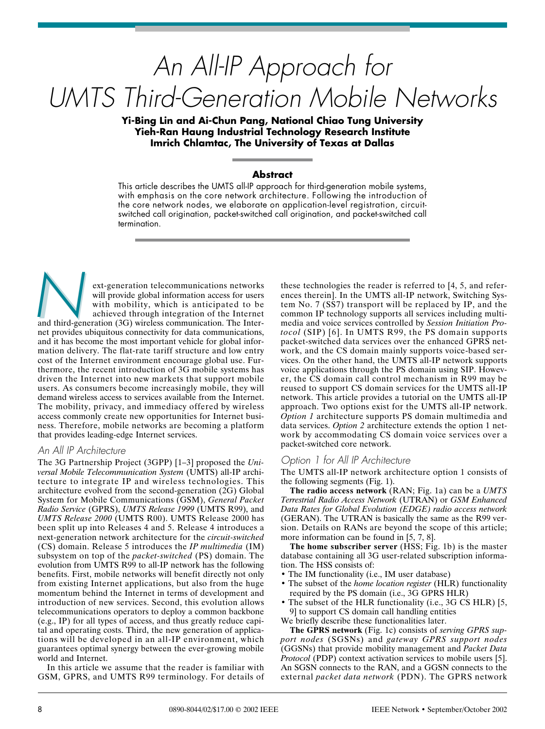# An All-IP Approach for UMTS Third-Generation Mobile Networks

**Yi-Bing Lin and Ai-Chun Pang, National Chiao Tung University**
**Yieh-Ran Haung Industrial Technology Research Institute**
**Imrich Chlamtac, The University of Texas at Dallas**

## Abstract

This article describes the UMTS all-IP approach for third-generation mobile systems, with emphasis on the core network architecture. Following the introduction of the core network nodes, we elaborate on application-level registration, circuit-switched call origination, packet-switched call origination, and packet-switched call termination.

Next-generation telecommunications networks will provide global information access for users with mobility, which is anticipated to be achieved through integration of the Internet and third-generation (3G) wireless communication. The Internet provides ubiquitous connectivity for data communications, and it has become the most important vehicle for global information delivery. The flat-rate tariff structure and low entry cost of the Internet environment encourage global use. Furthermore, the recent introduction of 3G mobile systems has driven the Internet into new markets that support mobile users. As consumers become increasingly mobile, they will demand wireless access to services available from the Internet. The mobility, privacy, and immediacy offered by wireless access commonly create new opportunities for Internet business. Therefore, mobile networks are becoming a platform that provides leading-edge Internet services.

## An All IP Architecture

The 3G Partnership Project (3GPP) [1–3] proposed the *Universal Mobile Telecommunication System* (UMTS) all-IP architecture to integrate IP and wireless technologies. This architecture evolved from the second-generation (2G) Global System for Mobile Communications (GSM), *General Packet Radio Service* (GPRS), *UMTS Release 1999* (UMTS R99), and *UMTS Release 2000* (UMTS R00). UMTS Release 2000 has been split up into Releases 4 and 5. Release 4 introduces a next-generation network architecture for the *circuit-switched* (CS) domain. Release 5 introduces the *IP multimedia* (IM) subsystem on top of the *packet-switched* (PS) domain. The evolution from UMTS R99 to all-IP network has the following benefits. First, mobile networks will benefit directly not only from existing Internet applications, but also from the huge momentum behind the Internet in terms of development and introduction of new services. Second, this evolution allows telecommunications operators to deploy a common backbone (e.g., IP) for all types of access, and thus greatly reduce capital and operating costs. Third, the new generation of applications will be developed in an all-IP environment, which guarantees optimal synergy between the ever-growing mobile world and Internet.

In this article we assume that the reader is familiar with GSM, GPRS, and UMTS R99 terminology. For details of these technologies the reader is referred to [4, 5, and references therein]. In the UMTS all-IP network, Switching System No. 7 (SS7) transport will be replaced by IP, and the common IP technology supports all services including multimedia and voice services controlled by *Session Initiation Protocol* (SIP) [6]. In UMTS R99, the PS domain supports packet-switched data services over the enhanced GPRS network, and the CS domain mainly supports voice-based services. On the other hand, the UMTS all-IP network supports voice applications through the PS domain using SIP. However, the CS domain call control mechanism in R99 may be reused to support CS domain services for the UMTS all-IP network. This article provides a tutorial on the UMTS all-IP approach. Two options exist for the UMTS all-IP network. *Option 1* architecture supports PS domain multimedia and data services. *Option 2* architecture extends the option 1 network by accommodating CS domain voice services over a packet-switched core network.

## Option 1 for All IP Architecture

The UMTS all-IP network architecture option 1 consists of the following segments (Fig. 1).

**The radio access network** (RAN; Fig. 1a) can be a *UMTS Terrestrial Radio Access Network* (UTRAN) or *GSM Enhanced Data Rates for Global Evolution (EDGE) radio access network* (GERAN). The UTRAN is basically the same as the R99 version. Details on RANs are beyond the scope of this article; more information can be found in [5, 7, 8].

**The home subscriber server** (HSS; Fig. 1b) is the master database containing all 3G user-related subscription information. The HSS consists of:

- The IM functionality (i.e., IM user database)
- The subset of the *home location register* (HLR) functionality required by the PS domain (i.e., 3G GPRS HLR)
- The subset of the HLR functionality (i.e., 3G CS HLR) [5, 9] to support CS domain call handling entities

We briefly describe these functionalities later.

**The GPRS network** (Fig. 1c) consists of *serving GPRS support nodes* (SGSNs) and *gateway GPRS support nodes* (GGSNs) that provide mobility management and *Packet Data Protocol* (PDP) context activation services to mobile users [5]. An SGSN connects to the RAN, and a GGSN connects to the external *packet data network* (PDN). The GPRS network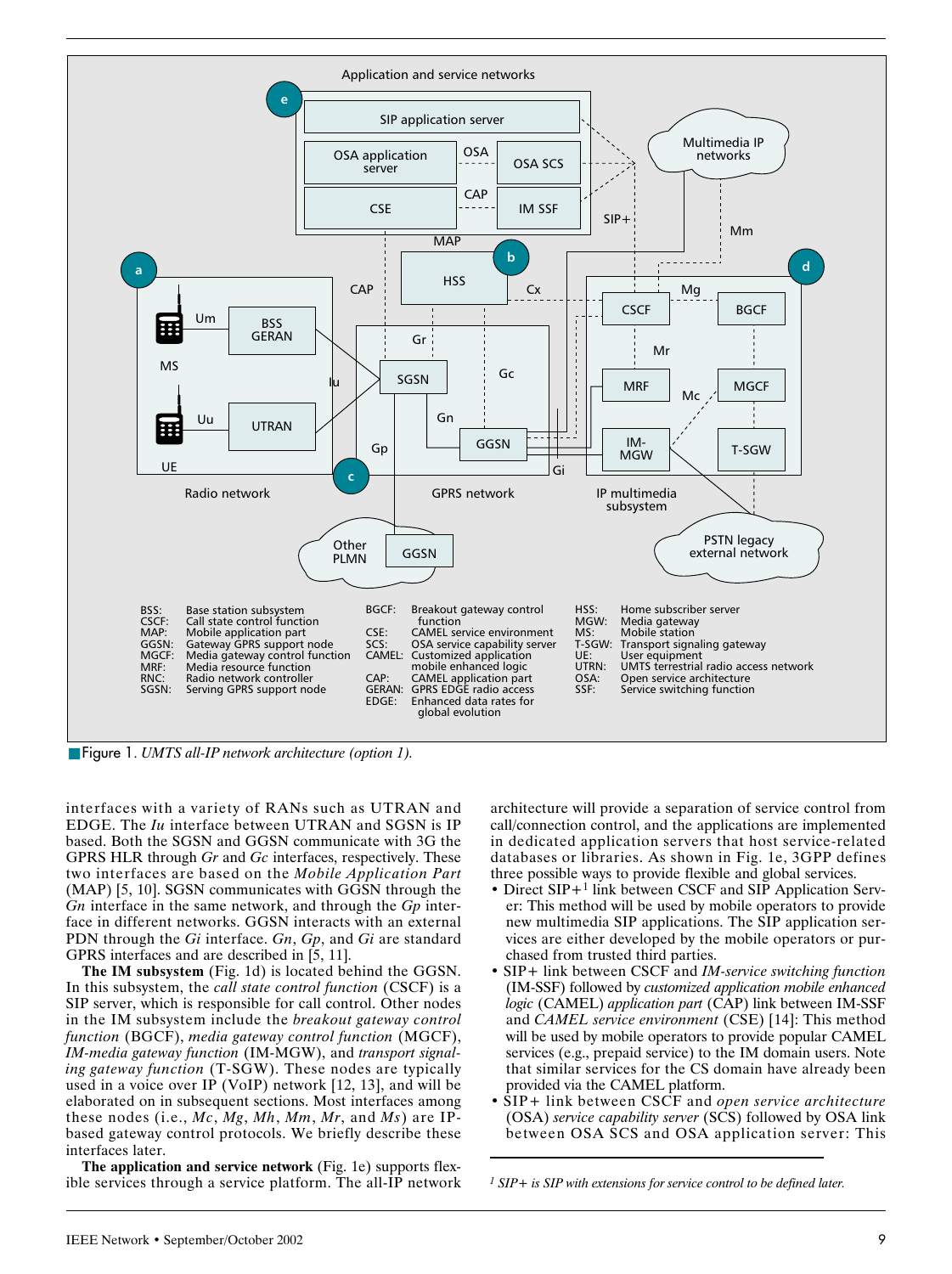Figure 1. *UMTS all-IP network architecture (option 1).*

interfaces with a variety of RANs such as UTRAN and EDGE. The *Iu* interface between UTRAN and SGSN is IP based. Both the SGSN and GGSN communicate with 3G the GPRS HLR through *Gr* and *Gc* interfaces, respectively. These two interfaces are based on the *Mobile Application Part* (MAP) [5, 10]. SGSN communicates with GGSN through the *Gn* interface in the same network, and through the *Gp* interface in different networks. GGSN interacts with an external PDN through the *Gi* interface. *Gn*, *Gp*, and *Gi* are standard GPRS interfaces and are described in [5, 11].

**The IM subsystem** (Fig. 1d) is located behind the GGSN. In this subsystem, the *call state control function* (CSCF) is a SIP server, which is responsible for call control. Other nodes in the IM subsystem include the *breakout gateway control function* (BGCF), *media gateway control function* (MGCF), *IM-media gateway function* (IM-MGW), and *transport signaling gateway function* (T-SGW). These nodes are typically used in a voice over IP (VoIP) network [12, 13], and will be elaborated on in subsequent sections. Most interfaces among these nodes (i.e., *Mc*, *Mg*, *Mh*, *Mm*, *Mr*, and *Ms*) are IP-based gateway control protocols. We briefly describe these interfaces later.

**The application and service network** (Fig. 1e) supports flexible services through a service platform. The all-IP network architecture will provide a separation of service control from call/connection control, and the applications are implemented in dedicated application servers that host service-related databases or libraries. As shown in Fig. 1e, 3GPP defines three possible ways to provide flexible and global services.

- Direct SIP+[1] link between CSCF and SIP Application Server: This method will be used by mobile operators to provide new multimedia SIP applications. The SIP application services are either developed by the mobile operators or purchased from trusted third parties.
- SIP+ link between CSCF and *IM-service switching function* (IM-SSF) followed by *customized application mobile enhanced logic* (CAMEL) *application part* (CAP) link between IM-SSF and *CAMEL service environment* (CSE) [14]: This method will be used by mobile operators to provide popular CAMEL services (e.g., prepaid service) to the IM domain users. Note that similar services for the CS domain have already been provided via the CAMEL platform.
- SIP+ link between CSCF and *open service architecture* (OSA) *service capability server* (SCS) followed by OSA link between OSA SCS and OSA application server: This

[1] *SIP+ is SIP with extensions for service control to be defined later.*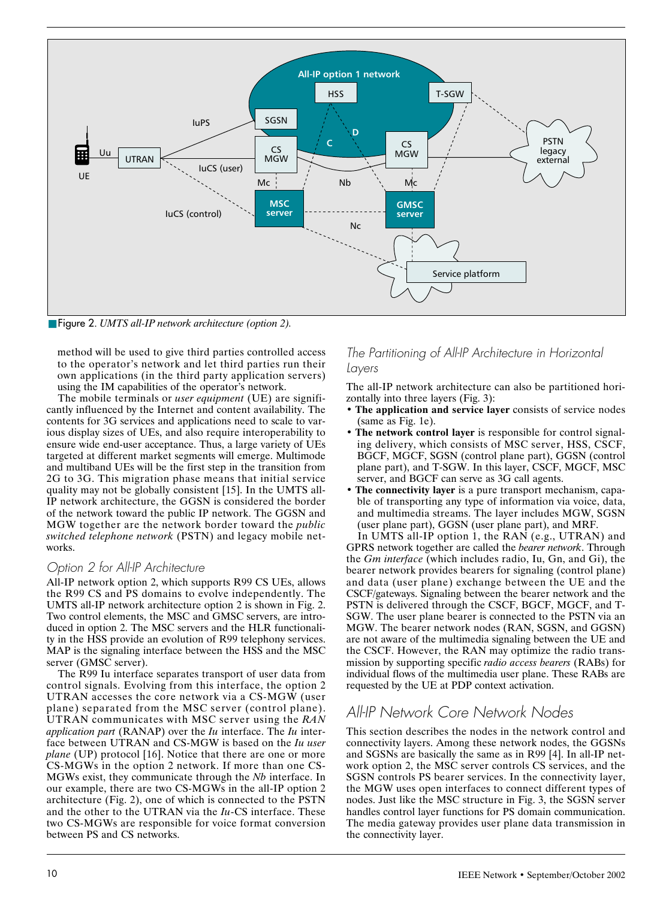Figure 2. *UMTS all-IP network architecture (option 2).*

method will be used to give third parties controlled access to the operator's network and let third parties run their own applications (in the third party application servers) using the IM capabilities of the operator's network.

The mobile terminals or *user equipment* (UE) are significantly influenced by the Internet and content availability. The contents for 3G services and applications need to scale to various display sizes of UEs, and also require interoperability to ensure wide end-user acceptance. Thus, a large variety of UEs targeted at different market segments will emerge. Multimode and multiband UEs will be the first step in the transition from 2G to 3G. This migration phase means that initial service quality may not be globally consistent [15]. In the UMTS all-IP network architecture, the GGSN is considered the border of the network toward the public IP network. The GGSN and MGW together are the network border toward the *public switched telephone network* (PSTN) and legacy mobile networks.

### Option 2 for All-IP Architecture

All-IP network option 2, which supports R99 CS UEs, allows the R99 CS and PS domains to evolve independently. The UMTS all-IP network architecture option 2 is shown in Fig. 2. Two control elements, the MSC and GMSC servers, are introduced in option 2. The MSC servers and the HLR functionality in the HSS provide an evolution of R99 telephony services. MAP is the signaling interface between the HSS and the MSC server (GMSC server).

The R99 Iu interface separates transport of user data from control signals. Evolving from this interface, the option 2 UTRAN accesses the core network via a CS-MGW (user plane) separated from the MSC server (control plane). UTRAN communicates with MSC server using the *RAN application part* (RANAP) over the *Iu* interface. The *Iu* interface between UTRAN and CS-MGW is based on the *Iu user plane* (UP) protocol [16]. Notice that there are one or more CS-MGWs in the option 2 network. If more than one CS-MGWs exist, they communicate through the *Nb* interface. In our example, there are two CS-MGWs in the all-IP option 2 architecture (Fig. 2), one of which is connected to the PSTN and the other to the UTRAN via the *Iu*-CS interface. These two CS-MGWs are responsible for voice format conversion between PS and CS networks.

### The Partitioning of All-IP Architecture in Horizontal Layers

The all-IP network architecture can also be partitioned horizontally into three layers (Fig. 3):

- **The application and service layer** consists of service nodes (same as Fig. 1e).
- **The network control layer** is responsible for control signaling delivery, which consists of MSC server, HSS, CSCF, BGCF, MGCF, SGSN (control plane part), GGSN (control plane part), and T-SGW. In this layer, CSCF, MGCF, MSC server, and BGCF can serve as 3G call agents.
- **The connectivity layer** is a pure transport mechanism, capable of transporting any type of information via voice, data, and multimedia streams. The layer includes MGW, SGSN (user plane part), GGSN (user plane part), and MRF.

In UMTS all-IP option 1, the RAN (e.g., UTRAN) and GPRS network together are called the *bearer network*. Through the *Gm interface* (which includes radio, Iu, Gn, and Gi), the bearer network provides bearers for signaling (control plane) and data (user plane) exchange between the UE and the CSCF/gateways. Signaling between the bearer network and the PSTN is delivered through the CSCF, BGCF, MGCF, and T-SGW. The user plane bearer is connected to the PSTN via an MGW. The bearer network nodes (RAN, SGSN, and GGSN) are not aware of the multimedia signaling between the UE and the CSCF. However, the RAN may optimize the radio transmission by supporting specific *radio access bearers* (RABs) for individual flows of the multimedia user plane. These RABs are requested by the UE at PDP context activation.

## All-IP Network Core Network Nodes

This section describes the nodes in the network control and connectivity layers. Among these network nodes, the GGSNs and SGSNs are basically the same as in R99 [4]. In all-IP network option 2, the MSC server controls CS services, and the SGSN controls PS bearer services. In the connectivity layer, the MGW uses open interfaces to connect different types of nodes. Just like the MSC structure in Fig. 3, the SGSN server handles control layer functions for PS domain communication. The media gateway provides user plane data transmission in the connectivity layer.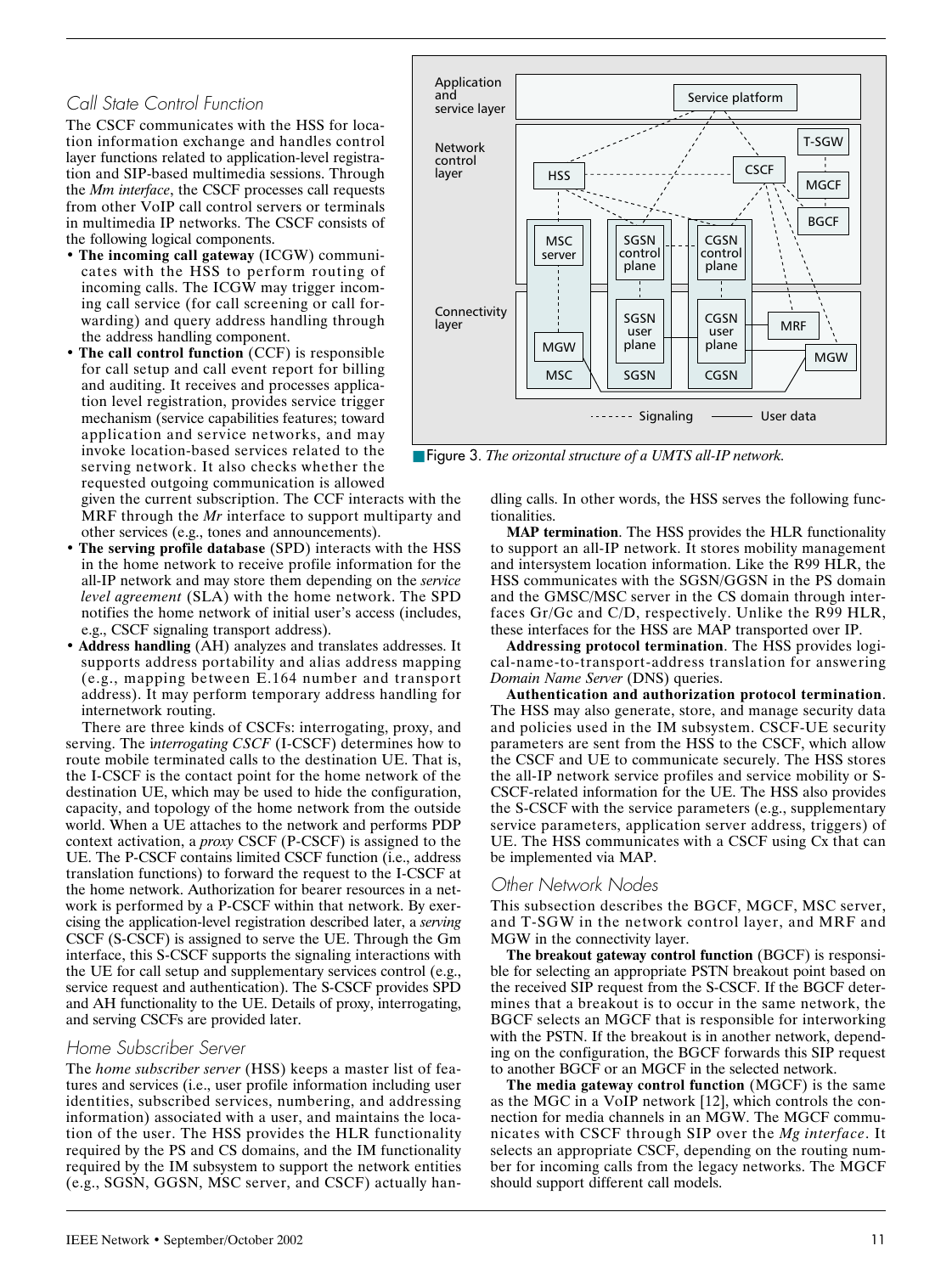### Call State Control Function

The CSCF communicates with the HSS for location information exchange and handles control layer functions related to application-level registration and SIP-based multimedia sessions. Through the *Mm interface*, the CSCF processes call requests from other VoIP call control servers or terminals in multimedia IP networks. The CSCF consists of the following logical components.

- **The incoming call gateway** (ICGW) communicates with the HSS to perform routing of incoming calls. The ICGW may trigger incoming call service (for call screening or call forwarding) and query address handling through the address handling component.
- **The call control function** (CCF) is responsible for call setup and call event report for billing and auditing. It receives and processes application level registration, provides service trigger mechanism (service capabilities features; toward application and service networks, and may invoke location-based services related to the serving network. It also checks whether the requested outgoing communication is allowed given the current subscription. The CCF interacts with the MRF through the *Mr* interface to support multiparty and other services (e.g., tones and announcements).
- **The serving profile database** (SPD) interacts with the HSS in the home network to receive profile information for the all-IP network and may store them depending on the *service level agreement* (SLA) with the home network. The SPD notifies the home network of initial user's access (includes, e.g., CSCF signaling transport address).
- **Address handling** (AH) analyzes and translates addresses. It supports address portability and alias address mapping (e.g., mapping between E.164 number and transport address). It may perform temporary address handling for internetwork routing.

There are three kinds of CSCFs: interrogating, proxy, and serving. The i*nterrogating CSCF* (I-CSCF) determines how to route mobile terminated calls to the destination UE. That is, the I-CSCF is the contact point for the home network of the destination UE, which may be used to hide the configuration, capacity, and topology of the home network from the outside world. When a UE attaches to the network and performs PDP context activation, a *proxy* CSCF (P-CSCF) is assigned to the UE. The P-CSCF contains limited CSCF function (i.e., address translation functions) to forward the request to the I-CSCF at the home network. Authorization for bearer resources in a network is performed by a P-CSCF within that network. By exercising the application-level registration described later, a *serving* CSCF (S-CSCF) is assigned to serve the UE. Through the Gm interface, this S-CSCF supports the signaling interactions with the UE for call setup and supplementary services control (e.g., service request and authentication). The S-CSCF provides SPD and AH functionality to the UE. Details of proxy, interrogating, and serving CSCFs are provided later.

### Home Subscriber Server

The *home subscriber server* (HSS) keeps a master list of features and services (i.e., user profile information including user identities, subscribed services, numbering, and addressing information) associated with a user, and maintains the location of the user. The HSS provides the HLR functionality required by the PS and CS domains, and the IM functionality required by the IM subsystem to support the network entities (e.g., SGSN, GGSN, MSC server, and CSCF) actually handling calls. In other words, the HSS serves the following functionalities.

**MAP termination**. The HSS provides the HLR functionality to support an all-IP network. It stores mobility management and intersystem location information. Like the R99 HLR, the HSS communicates with the SGSN/GGSN in the PS domain and the GMSC/MSC server in the CS domain through interfaces Gr/Gc and C/D, respectively. Unlike the R99 HLR, these interfaces for the HSS are MAP transported over IP.

**Addressing protocol termination**. The HSS provides logical-name-to-transport-address translation for answering *Domain Name Server* (DNS) queries.

**Authentication and authorization protocol termination**. The HSS may also generate, store, and manage security data and policies used in the IM subsystem. CSCF-UE security parameters are sent from the HSS to the CSCF, which allow the CSCF and UE to communicate securely. The HSS stores the all-IP network service profiles and service mobility or S-CSCF-related information for the UE. The HSS also provides the S-CSCF with the service parameters (e.g., supplementary service parameters, application server address, triggers) of UE. The HSS communicates with a CSCF using Cx that can be implemented via MAP.

Figure 3. *The orizontal structure of a UMTS all-IP network.*

### Other Network Nodes

This subsection describes the BGCF, MGCF, MSC server, and T-SGW in the network control layer, and MRF and MGW in the connectivity layer.

**The breakout gateway control function** (BGCF) is responsible for selecting an appropriate PSTN breakout point based on the received SIP request from the S-CSCF. If the BGCF determines that a breakout is to occur in the same network, the BGCF selects an MGCF that is responsible for interworking with the PSTN. If the breakout is in another network, depending on the configuration, the BGCF forwards this SIP request to another BGCF or an MGCF in the selected network.

**The media gateway control function** (MGCF) is the same as the MGC in a VoIP network [12], which controls the connection for media channels in an MGW. The MGCF communicates with CSCF through SIP over the *Mg interface*. It selects an appropriate CSCF, depending on the routing number for incoming calls from the legacy networks. The MGCF should support different call models.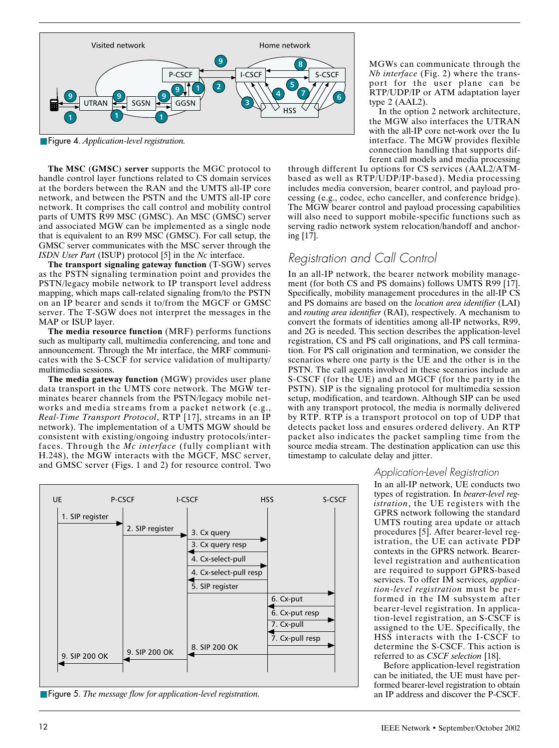Visited network

Home network

P-CSCF

I-CSCF

S-CSCF

UTRAN

SGSN

GGSN

HSS

9 9 9 9 9 1 1 1 1 2 3 4 5 6 7 8

Figure 4. *Application-level registration.*

**The MSC (GMSC) server** supports the MGC protocol to handle control layer functions related to CS domain services at the borders between the RAN and the UMTS all-IP core network, and between the PSTN and the UMTS all-IP core network. It comprises the call control and mobility control parts of UMTS R99 MSC (GMSC). An MSC (GMSC) server and associated MGW can be implemented as a single node that is equivalent to an R99 MSC (GMSC). For call setup, the GMSC server communicates with the MSC server through the *ISDN User Part* (ISUP) protocol [5] in the *Nc* interface.

**The transport signaling gateway function** (T-SGW) serves as the PSTN signaling termination point and provides the PSTN/legacy mobile network to IP transport level address mapping, which maps call-related signaling from/to the PSTN on an IP bearer and sends it to/from the MGCF or GMSC server. The T-SGW does not interpret the messages in the MAP or ISUP layer.

**The media resource function** (MRF) performs functions such as multiparty call, multimedia conferencing, and tone and announcement. Through the Mr interface, the MRF communicates with the S-CSCF for service validation of multiparty/multimedia sessions.

**The media gateway function** (MGW) provides user plane data transport in the UMTS core network. The MGW terminates bearer channels from the PSTN/legacy mobile networks and media streams from a packet network (e.g., *Real-Time Transport Protocol*, RTP [17], streams in an IP network). The implementation of a UMTS MGW should be consistent with existing/ongoing industry protocols/interfaces. Through the *Mc interface* (fully compliant with H.248), the MGW interacts with the MGCF, MSC server, and GMSC server (Figs. 1 and 2) for resource control. Two MGWs can communicate through the *Nb interface* (Fig. 2) where the transport for the user plane can be RTP/UDP/IP or ATM adaptation layer type 2 (AAL2).

In the option 2 network architecture, the MGW also interfaces the UTRAN with the all-IP core net-work over the Iu interface. The MGW provides flexible connection handling that supports different call models and media processing through different Iu options for CS services (AAL2/ATM-based as well as RTP/UDP/IP-based). Media processing includes media conversion, bearer control, and payload processing (e.g., codec, echo canceller, and conference bridge). The MGW bearer control and payload processing capabilities will also need to support mobile-specific functions such as serving radio network system relocation/handoff and anchoring [17].

## Registration and Call Control

In an all-IP network, the bearer network mobility management (for both CS and PS domains) follows UMTS R99 [17]. Specifically, mobility management procedures in the all-IP CS and PS domains are based on the *location area identifier* (LAI) and *routing area identifier* (RAI), respectively. A mechanism to convert the formats of identities among all-IP networks, R99, and 2G is needed. This section describes the application-level registration, CS and PS call originations, and PS call termination. For PS call origination and termination, we consider the scenarios where one party is the UE and the other is in the PSTN. The call agents involved in these scenarios include an S-CSCF (for the UE) and an MGCF (for the party in the PSTN). SIP is the signaling protocol for multimedia session setup, modification, and teardown. Although SIP can be used with any transport protocol, the media is normally delivered by RTP. RTP is a transport protocol on top of UDP that detects packet loss and ensures ordered delivery. An RTP packet also indicates the packet sampling time from the source media stream. The destination application can use this timestamp to calculate delay and jitter.

### Application-Level Registration

In an all-IP network, UE conducts two types of registration. In *bearer-level registration*, the UE registers with the GPRS network following the standard UMTS routing area update or attach procedures [5]. After bearer-level registration, the UE can activate PDP contexts in the GPRS network. Bearer-level registration and authentication are required to support GPRS-based services. To offer IM services, *application-level registration* must be performed in the IM subsystem after bearer-level registration. In application-level registration, an S-CSCF is assigned to the UE. Specifically, the HSS interacts with the I-CSCF to determine the S-CSCF. This action is referred to as *CSCF selection* [18].

Before application-level registration can be initiated, the UE must have performed bearer-level registration to obtain an IP address and discover the P-CSCF.

UE P-CSCF I-CSCF HSS S-CSCF

1. SIP register
2. SIP register
3. Cx query
3. Cx query resp
4. Cx-select-pull
4. Cx-select-pull resp
5. SIP register
6. Cx-put
6. Cx-put resp
7. Cx-pull
7. Cx-pull resp
8. SIP 200 OK
9. SIP 200 OK
9. SIP 200 OK

Figure 5. *The message flow for application-level registration.*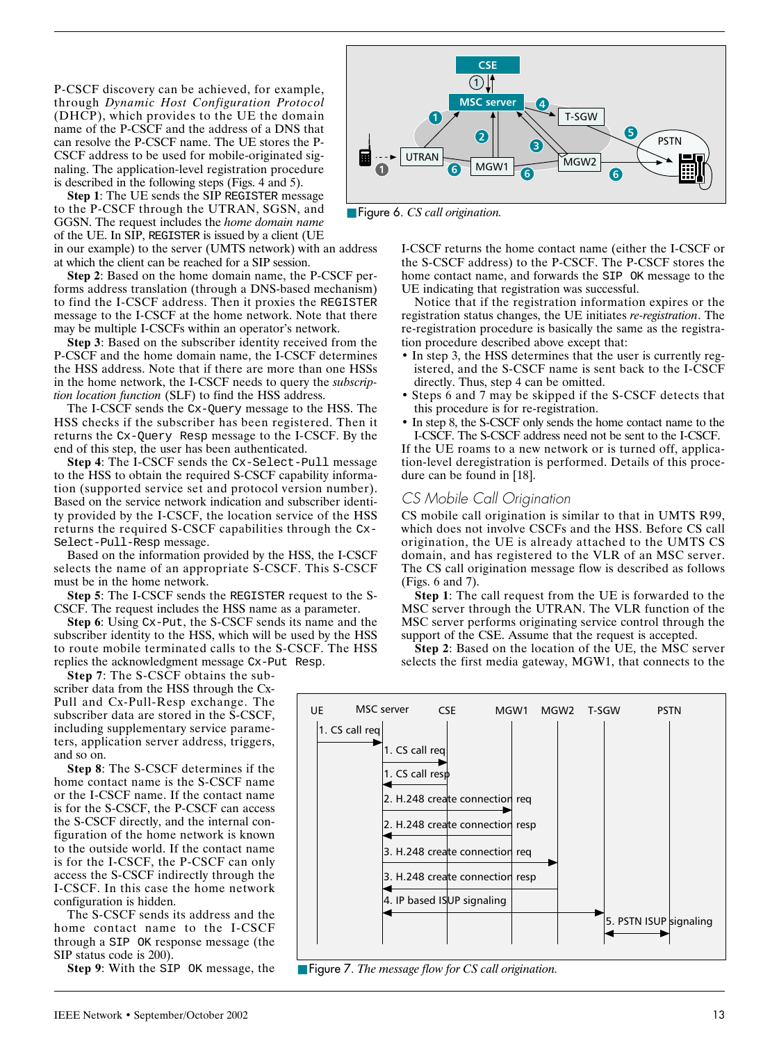P-CSCF discovery can be achieved, for example, through *Dynamic Host Configuration Protocol* (DHCP), which provides to the UE the domain name of the P-CSCF and the address of a DNS that can resolve the P-CSCF name. The UE stores the P-CSCF address to be used for mobile-originated signaling. The application-level registration procedure is described in the following steps (Figs. 4 and 5).

**Step 1**: The UE sends the SIP `REGISTER` message to the P-CSCF through the UTRAN, SGSN, and GGSN. The request includes the *home domain name* of the UE. In SIP, `REGISTER` is issued by a client (UE in our example) to the server (UMTS network) with an address at which the client can be reached for a SIP session.

**Step 2**: Based on the home domain name, the P-CSCF performs address translation (through a DNS-based mechanism) to find the I-CSCF address. Then it proxies the `REGISTER` message to the I-CSCF at the home network. Note that there may be multiple I-CSCFs within an operator's network.

**Step 3**: Based on the subscriber identity received from the P-CSCF and the home domain name, the I-CSCF determines the HSS address. Note that if there are more than one HSSs in the home network, the I-CSCF needs to query the *subscription location function* (SLF) to find the HSS address.

The I-CSCF sends the `Cx-Query` message to the HSS. The HSS checks if the subscriber has been registered. Then it returns the `Cx-Query Resp` message to the I-CSCF. By the end of this step, the user has been authenticated.

**Step 4**: The I-CSCF sends the `Cx-Select-Pull` message to the HSS to obtain the required S-CSCF capability information (supported service set and protocol version number). Based on the service network indication and subscriber identity provided by the I-CSCF, the location service of the HSS returns the required S-CSCF capabilities through the `Cx-Select-Pull-Resp` message.

Based on the information provided by the HSS, the I-CSCF selects the name of an appropriate S-CSCF. This S-CSCF must be in the home network.

**Step 5**: The I-CSCF sends the `REGISTER` request to the S-CSCF. The request includes the HSS name as a parameter.

**Step 6**: Using `Cx-Put`, the S-CSCF sends its name and the subscriber identity to the HSS, which will be used by the HSS to route mobile terminated calls to the S-CSCF. The HSS replies the acknowledgment message `Cx-Put Resp`.

**Step 7**: The S-CSCF obtains the subscriber data from the HSS through the Cx-Pull and Cx-Pull-Resp exchange. The subscriber data are stored in the S-CSCF, including supplementary service parameters, application server address, triggers, and so on.

**Step 8**: The S-CSCF determines if the home contact name is the S-CSCF name or the I-CSCF name. If the contact name is for the S-CSCF, the P-CSCF can access the S-CSCF directly, and the internal configuration of the home network is known to the outside world. If the contact name is for the I-CSCF, the P-CSCF can only access the S-CSCF indirectly through the I-CSCF. In this case the home network configuration is hidden.

The S-CSCF sends its address and the home contact name to the I-CSCF through a `SIP OK` response message (the SIP status code is 200).

**Step 9**: With the `SIP OK` message, the I-CSCF returns the home contact name (either the I-CSCF or the S-CSCF address) to the P-CSCF. The P-CSCF stores the home contact name, and forwards the `SIP OK` message to the UE indicating that registration was successful.

Notice that if the registration information expires or the registration status changes, the UE initiates *re-registration*. The re-registration procedure is basically the same as the registration procedure described above except that:

- In step 3, the HSS determines that the user is currently registered, and the S-CSCF name is sent back to the I-CSCF directly. Thus, step 4 can be omitted.
- Steps 6 and 7 may be skipped if the S-CSCF detects that this procedure is for re-registration.
- In step 8, the S-CSCF only sends the home contact name to the I-CSCF. The S-CSCF address need not be sent to the I-CSCF.

If the UE roams to a new network or is turned off, application-level deregistration is performed. Details of this procedure can be found in [18].

Figure 6. *CS call origination.*

## CS Mobile Call Origination

CS mobile call origination is similar to that in UMTS R99, which does not involve CSCFs and the HSS. Before CS call origination, the UE is already attached to the UMTS CS domain, and has registered to the VLR of an MSC server. The CS call origination message flow is described as follows (Figs. 6 and 7).

**Step 1**: The call request from the UE is forwarded to the MSC server through the UTRAN. The VLR function of the MSC server performs originating service control through the support of the CSE. Assume that the request is accepted.

**Step 2**: Based on the location of the UE, the MSC server selects the first media gateway, MGW1, that connects to the

Figure 7. *The message flow for CS call origination.*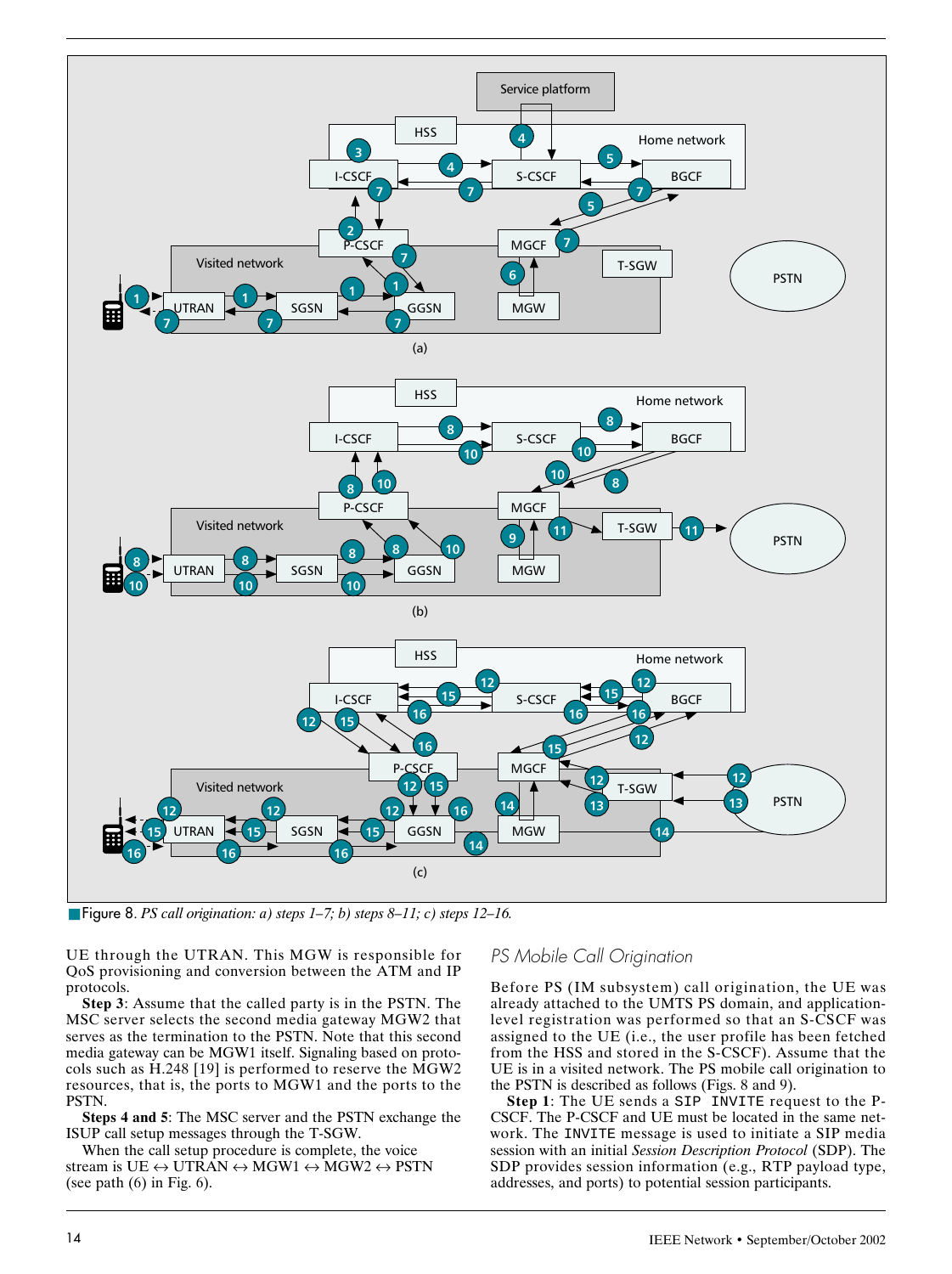Figure 8. *PS call origination: a) steps 1–7; b) steps 8–11; c) steps 12–16.*

UE through the UTRAN. This MGW is responsible for QoS provisioning and conversion between the ATM and IP protocols.

**Step 3**: Assume that the called party is in the PSTN. The MSC server selects the second media gateway MGW2 that serves as the termination to the PSTN. Note that this second media gateway can be MGW1 itself. Signaling based on protocols such as H.248 [19] is performed to reserve the MGW2 resources, that is, the ports to MGW1 and the ports to the PSTN.

**Steps 4 and 5**: The MSC server and the PSTN exchange the ISUP call setup messages through the T-SGW.

When the call setup procedure is complete, the voice stream is UE ↔ UTRAN ↔ MGW1 ↔ MGW2 ↔ PSTN (see path (6) in Fig. 6).

## PS Mobile Call Origination

Before PS (IM subsystem) call origination, the UE was already attached to the UMTS PS domain, and application-level registration was performed so that an S-CSCF was assigned to the UE (i.e., the user profile has been fetched from the HSS and stored in the S-CSCF). Assume that the UE is in a visited network. The PS mobile call origination to the PSTN is described as follows (Figs. 8 and 9).

**Step 1**: The UE sends a SIP INVITE request to the P-CSCF. The P-CSCF and UE must be located in the same network. The INVITE message is used to initiate a SIP media session with an initial *Session Description Protocol* (SDP). The SDP provides session information (e.g., RTP payload type, addresses, and ports) to potential session participants.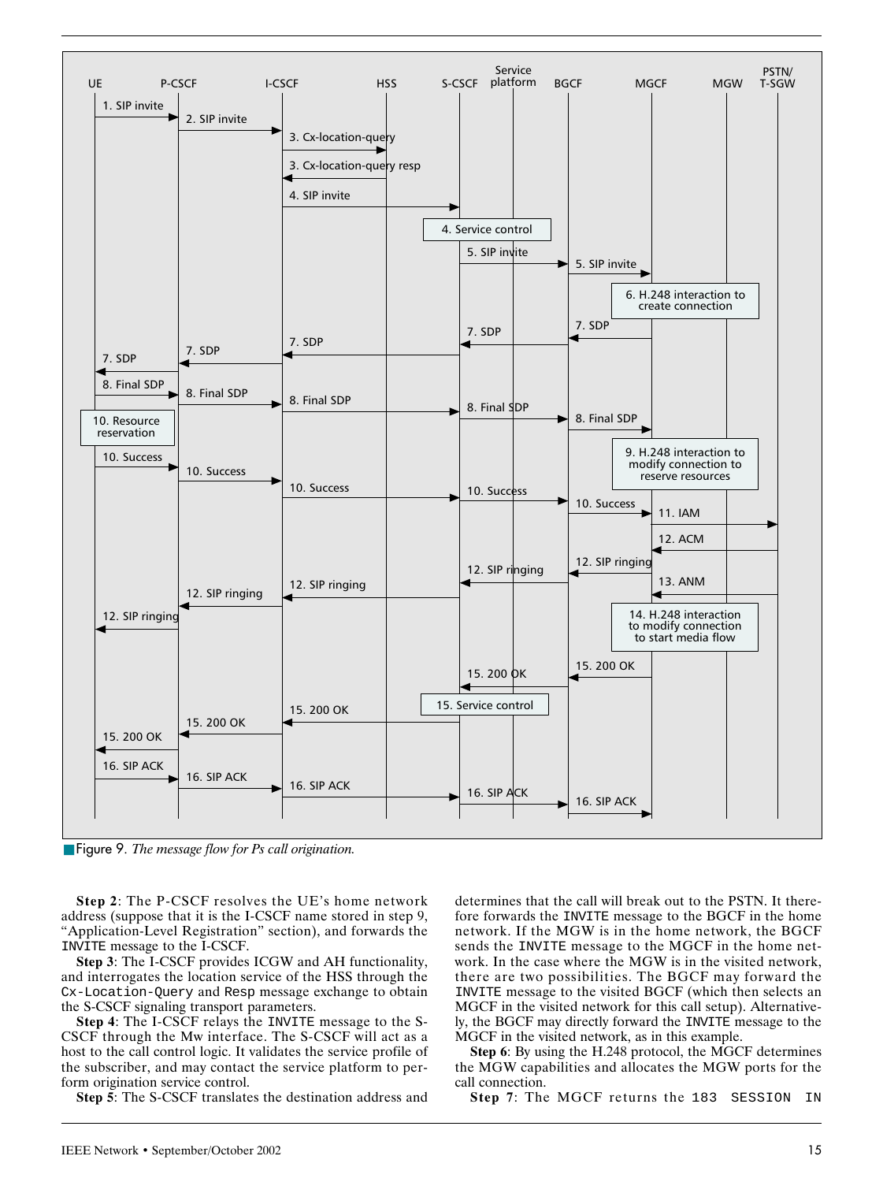Figure 9. *The message flow for Ps call origination.*

**Step 2**: The P-CSCF resolves the UE's home network address (suppose that it is the I-CSCF name stored in step 9, "Application-Level Registration" section), and forwards the `INVITE` message to the I-CSCF.

**Step 3**: The I-CSCF provides ICGW and AH functionality, and interrogates the location service of the HSS through the `Cx-Location-Query` and `Resp` message exchange to obtain the S-CSCF signaling transport parameters.

**Step 4**: The I-CSCF relays the `INVITE` message to the S-CSCF through the Mw interface. The S-CSCF will act as a host to the call control logic. It validates the service profile of the subscriber, and may contact the service platform to perform origination service control.

**Step 5**: The S-CSCF translates the destination address and determines that the call will break out to the PSTN. It therefore forwards the `INVITE` message to the BGCF in the home network. If the MGW is in the home network, the BGCF sends the `INVITE` message to the MGCF in the home network. In the case where the MGW is in the visited network, there are two possibilities. The BGCF may forward the `INVITE` message to the visited BGCF (which then selects an MGCF in the visited network for this call setup). Alternatively, the BGCF may directly forward the `INVITE` message to the MGCF in the visited network, as in this example.

**Step 6**: By using the H.248 protocol, the MGCF determines the MGW capabilities and allocates the MGW ports for the call connection.

**Step 7**: The MGCF returns the `183 SESSION IN`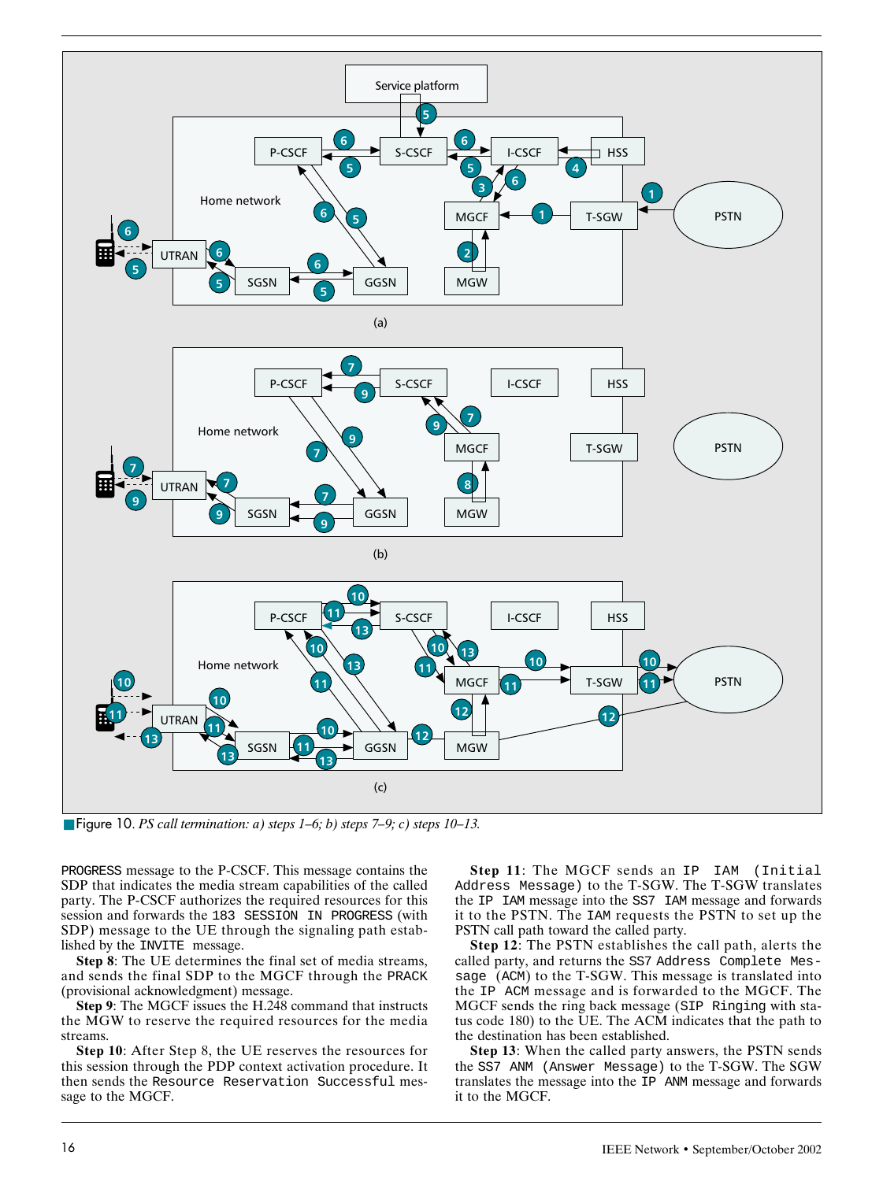Figure 10. *PS call termination: a) steps 1–6; b) steps 7–9; c) steps 10–13.*

PROGRESS message to the P-CSCF. This message contains the SDP that indicates the media stream capabilities of the called party. The P-CSCF authorizes the required resources for this session and forwards the 183 SESSION IN PROGRESS (with SDP) message to the UE through the signaling path established by the INVITE message.

**Step 8**: The UE determines the final set of media streams, and sends the final SDP to the MGCF through the PRACK (provisional acknowledgment) message.

**Step 9**: The MGCF issues the H.248 command that instructs the MGW to reserve the required resources for the media streams.

**Step 10**: After Step 8, the UE reserves the resources for this session through the PDP context activation procedure. It then sends the Resource Reservation Successful message to the MGCF.

**Step 11**: The MGCF sends an IP IAM (Initial Address Message) to the T-SGW. The T-SGW translates the IP IAM message into the SS7 IAM message and forwards it to the PSTN. The IAM requests the PSTN to set up the PSTN call path toward the called party.

**Step 12**: The PSTN establishes the call path, alerts the called party, and returns the SS7 Address Complete Message (ACM) to the T-SGW. This message is translated into the IP ACM message and is forwarded to the MGCF. The MGCF sends the ring back message (SIP Ringing with status code 180) to the UE. The ACM indicates that the path to the destination has been established.

**Step 13**: When the called party answers, the PSTN sends the SS7 ANM (Answer Message) to the T-SGW. The SGW translates the message into the IP ANM message and forwards it to the MGCF.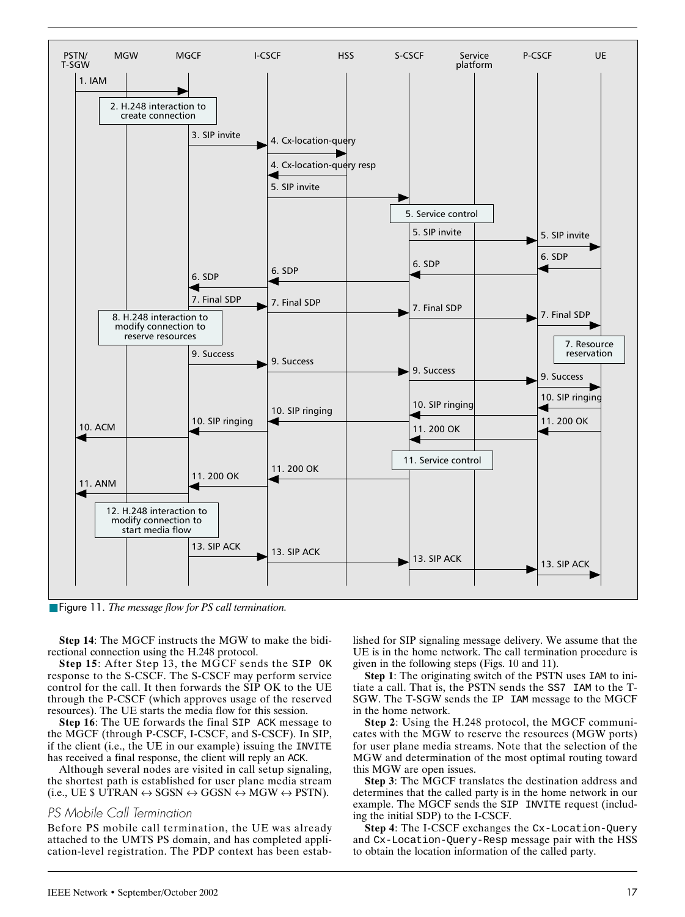Figure 11. *The message flow for PS call termination.*

**Step 14**: The MGCF instructs the MGW to make the bidirectional connection using the H.248 protocol.

**Step 15**: After Step 13, the MGCF sends the SIP OK response to the S-CSCF. The S-CSCF may perform service control for the call. It then forwards the SIP OK to the UE through the P-CSCF (which approves usage of the reserved resources). The UE starts the media flow for this session.

**Step 16**: The UE forwards the final SIP ACK message to the MGCF (through P-CSCF, I-CSCF, and S-CSCF). In SIP, if the client (i.e., the UE in our example) issuing the INVITE has received a final response, the client will reply an ACK.

Although several nodes are visited in call setup signaling, the shortest path is established for user plane media stream (i.e., UE $ UTRAN ↔ SGSN ↔ GGSN ↔ MGW ↔ PSTN).

### PS Mobile Call Termination

Before PS mobile call termination, the UE was already attached to the UMTS PS domain, and has completed application-level registration. The PDP context has been established for SIP signaling message delivery. We assume that the UE is in the home network. The call termination procedure is given in the following steps (Figs. 10 and 11).

**Step 1**: The originating switch of the PSTN uses IAM to initiate a call. That is, the PSTN sends the SS7 IAM to the T-SGW. The T-SGW sends the IP IAM message to the MGCF in the home network.

**Step 2**: Using the H.248 protocol, the MGCF communicates with the MGW to reserve the resources (MGW ports) for user plane media streams. Note that the selection of the MGW and determination of the most optimal routing toward this MGW are open issues.

**Step 3**: The MGCF translates the destination address and determines that the called party is in the home network in our example. The MGCF sends the SIP INVITE request (including the initial SDP) to the I-CSCF.

**Step 4**: The I-CSCF exchanges the Cx-Location-Query and Cx-Location-Query-Resp message pair with the HSS to obtain the location information of the called party.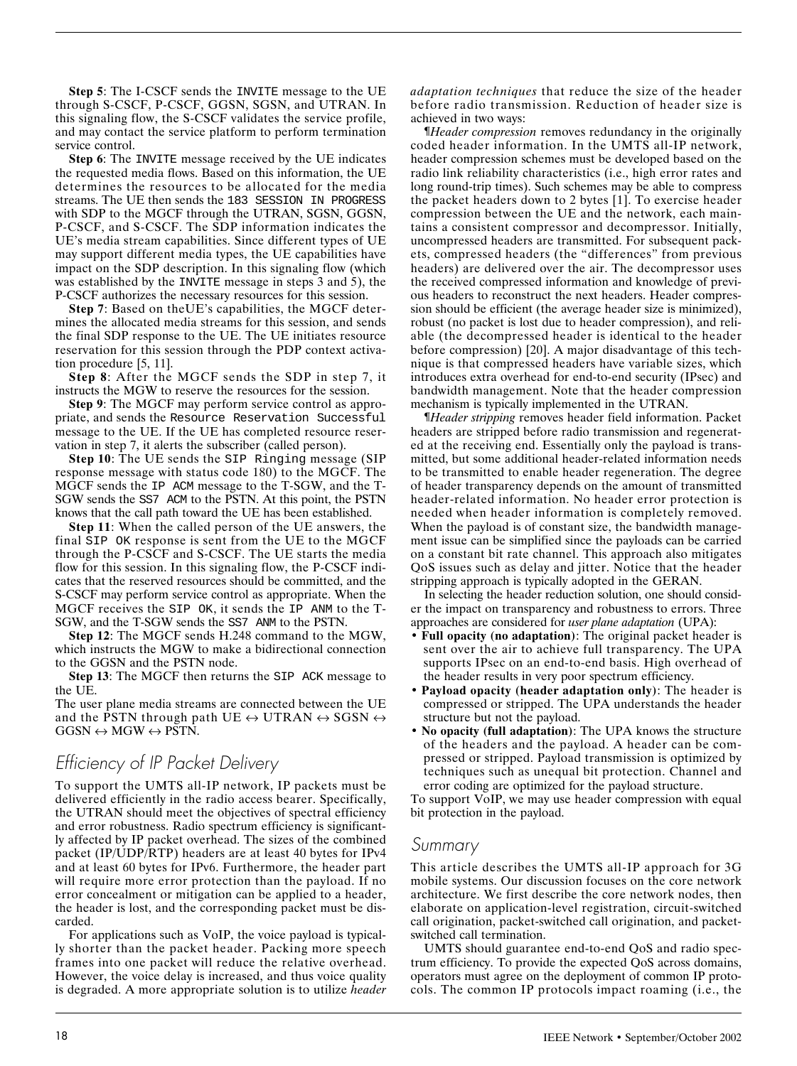**Step 5**: The I-CSCF sends the INVITE message to the UE through S-CSCF, P-CSCF, GGSN, SGSN, and UTRAN. In this signaling flow, the S-CSCF validates the service profile, and may contact the service platform to perform termination service control.

**Step 6**: The INVITE message received by the UE indicates the requested media flows. Based on this information, the UE determines the resources to be allocated for the media streams. The UE then sends the 183 SESSION IN PROGRESS with SDP to the MGCF through the UTRAN, SGSN, GGSN, P-CSCF, and S-CSCF. The SDP information indicates the UE's media stream capabilities. Since different types of UE may support different media types, the UE capabilities have impact on the SDP description. In this signaling flow (which was established by the INVITE message in steps 3 and 5), the P-CSCF authorizes the necessary resources for this session.

**Step 7**: Based on theUE's capabilities, the MGCF determines the allocated media streams for this session, and sends the final SDP response to the UE. The UE initiates resource reservation for this session through the PDP context activation procedure [5, 11].

**Step 8**: After the MGCF sends the SDP in step 7, it instructs the MGW to reserve the resources for the session.

**Step 9**: The MGCF may perform service control as appropriate, and sends the Resource Reservation Successful message to the UE. If the UE has completed resource reservation in step 7, it alerts the subscriber (called person).

**Step 10**: The UE sends the SIP Ringing message (SIP response message with status code 180) to the MGCF. The MGCF sends the IP ACM message to the T-SGW, and the T-SGW sends the SS7 ACM to the PSTN. At this point, the PSTN knows that the call path toward the UE has been established.

**Step 11**: When the called person of the UE answers, the final SIP OK response is sent from the UE to the MGCF through the P-CSCF and S-CSCF. The UE starts the media flow for this session. In this signaling flow, the P-CSCF indicates that the reserved resources should be committed, and the S-CSCF may perform service control as appropriate. When the MGCF receives the SIP OK, it sends the IP ANM to the T-SGW, and the T-SGW sends the SS7 ANM to the PSTN.

**Step 12**: The MGCF sends H.248 command to the MGW, which instructs the MGW to make a bidirectional connection to the GGSN and the PSTN node.

**Step 13**: The MGCF then returns the SIP ACK message to the UE.

The user plane media streams are connected between the UE and the PSTN through path UE ↔ UTRAN ↔ SGSN ↔ GGSN ↔ MGW ↔ PSTN.

## Efficiency of IP Packet Delivery

To support the UMTS all-IP network, IP packets must be delivered efficiently in the radio access bearer. Specifically, the UTRAN should meet the objectives of spectral efficiency and error robustness. Radio spectrum efficiency is significantly affected by IP packet overhead. The sizes of the combined packet (IP/UDP/RTP) headers are at least 40 bytes for IPv4 and at least 60 bytes for IPv6. Furthermore, the header part will require more error protection than the payload. If no error concealment or mitigation can be applied to a header, the header is lost, and the corresponding packet must be discarded.

For applications such as VoIP, the voice payload is typically shorter than the packet header. Packing more speech frames into one packet will reduce the relative overhead. However, the voice delay is increased, and thus voice quality is degraded. A more appropriate solution is to utilize *header adaptation techniques* that reduce the size of the header before radio transmission. Reduction of header size is achieved in two ways:

¶*Header compression* removes redundancy in the originally coded header information. In the UMTS all-IP network, header compression schemes must be developed based on the radio link reliability characteristics (i.e., high error rates and long round-trip times). Such schemes may be able to compress the packet headers down to 2 bytes [1]. To exercise header compression between the UE and the network, each maintains a consistent compressor and decompressor. Initially, uncompressed headers are transmitted. For subsequent packets, compressed headers (the "differences" from previous headers) are delivered over the air. The decompressor uses the received compressed information and knowledge of previous headers to reconstruct the next headers. Header compression should be efficient (the average header size is minimized), robust (no packet is lost due to header compression), and reliable (the decompressed header is identical to the header before compression) [20]. A major disadvantage of this technique is that compressed headers have variable sizes, which introduces extra overhead for end-to-end security (IPsec) and bandwidth management. Note that the header compression mechanism is typically implemented in the UTRAN.

¶*Header stripping* removes header field information. Packet headers are stripped before radio transmission and regenerated at the receiving end. Essentially only the payload is transmitted, but some additional header-related information needs to be transmitted to enable header regeneration. The degree of header transparency depends on the amount of transmitted header-related information. No header error protection is needed when header information is completely removed. When the payload is of constant size, the bandwidth management issue can be simplified since the payloads can be carried on a constant bit rate channel. This approach also mitigates QoS issues such as delay and jitter. Notice that the header stripping approach is typically adopted in the GERAN.

In selecting the header reduction solution, one should consider the impact on transparency and robustness to errors. Three approaches are considered for *user plane adaptation* (UPA):

- **Full opacity (no adaptation)**: The original packet header is sent over the air to achieve full transparency. The UPA supports IPsec on an end-to-end basis. High overhead of the header results in very poor spectrum efficiency.
- **Payload opacity (header adaptation only)**: The header is compressed or stripped. The UPA understands the header structure but not the payload.
- **No opacity (full adaptation)**: The UPA knows the structure of the headers and the payload. A header can be compressed or stripped. Payload transmission is optimized by techniques such as unequal bit protection. Channel and error coding are optimized for the payload structure.

To support VoIP, we may use header compression with equal bit protection in the payload.

## Summary

This article describes the UMTS all-IP approach for 3G mobile systems. Our discussion focuses on the core network architecture. We first describe the core network nodes, then elaborate on application-level registration, circuit-switched call origination, packet-switched call origination, and packet-switched call termination.

UMTS should guarantee end-to-end QoS and radio spectrum efficiency. To provide the expected QoS across domains, operators must agree on the deployment of common IP protocols. The common IP protocols impact roaming (i.e., the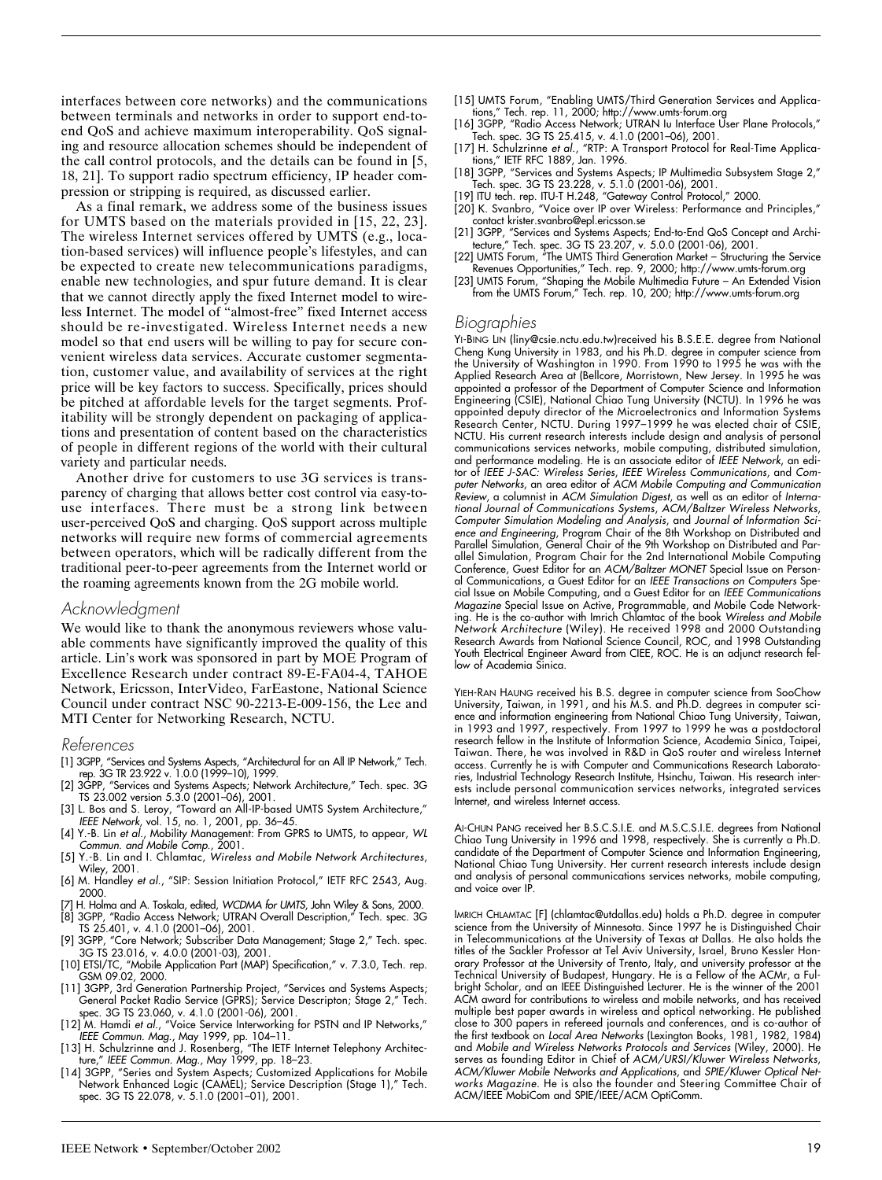interfaces between core networks) and the communications between terminals and networks in order to support end-to-end QoS and achieve maximum interoperability. QoS signaling and resource allocation schemes should be independent of the call control protocols, and the details can be found in [5, 18, 21]. To support radio spectrum efficiency, IP header compression or stripping is required, as discussed earlier.

As a final remark, we address some of the business issues for UMTS based on the materials provided in [15, 22, 23]. The wireless Internet services offered by UMTS (e.g., location-based services) will influence people's lifestyles, and can be expected to create new telecommunications paradigms, enable new technologies, and spur future demand. It is clear that we cannot directly apply the fixed Internet model to wireless Internet. The model of "almost-free" fixed Internet access should be re-investigated. Wireless Internet needs a new model so that end users will be willing to pay for secure convenient wireless data services. Accurate customer segmentation, customer value, and availability of services at the right price will be key factors to success. Specifically, prices should be pitched at affordable levels for the target segments. Profitability will be strongly dependent on packaging of applications and presentation of content based on the characteristics of people in different regions of the world with their cultural variety and particular needs.

Another drive for customers to use 3G services is transparency of charging that allows better cost control via easy-to-use interfaces. There must be a strong link between user-perceived QoS and charging. QoS support across multiple networks will require new forms of commercial agreements between operators, which will be radically different from the traditional peer-to-peer agreements from the Internet world or the roaming agreements known from the 2G mobile world.

## Acknowledgment

We would like to thank the anonymous reviewers whose valuable comments have significantly improved the quality of this article. Lin's work was sponsored in part by MOE Program of Excellence Research under contract 89-E-FA04-4, TAHOE Network, Ericsson, InterVideo, FarEastone, National Science Council under contract NSC 90-2213-E-009-156, the Lee and MTI Center for Networking Research, NCTU.

## References

[1] 3GPP, "Services and Systems Aspects, "Architectural for an All IP Network," Tech. rep. 3G TR 23.922 v. 1.0.0 (1999–10), 1999.

[2] 3GPP, "Services and Systems Aspects; Network Architecture," Tech. spec. 3G TS 23.002 version 5.3.0 (2001–06), 2001.

[3] L. Bos and S. Leroy, "Toward an All-IP-based UMTS System Architecture," *IEEE Network*, vol. 15, no. 1, 2001, pp. 36–45.

[4] Y.-B. Lin *et al.*, Mobility Management: From GPRS to UMTS, to appear, *WL Commun. and Mobile Comp.*, 2001.

[5] Y.-B. Lin and I. Chlamtac, *Wireless and Mobile Network Architectures*, Wiley, 2001.

[6] M. Handley *et al.*, "SIP: Session Initiation Protocol," IETF RFC 2543, Aug. 2000.

[7] H. Holma and A. Toskala, edited, *WCDMA for UMTS*, John Wiley & Sons, 2000.

[8] 3GPP, "Radio Access Network; UTRAN Overall Description," Tech. spec. 3G TS 25.401, v. 4.1.0 (2001–06), 2001.

[9] 3GPP, "Core Network; Subscriber Data Management; Stage 2," Tech. spec. 3G TS 23.016, v. 4.0.0 (2001-03), 2001.

[10] ETSI/TC, "Mobile Application Part (MAP) Specification," v. 7.3.0, Tech. rep. GSM 09.02, 2000.

[11] 3GPP, 3rd Generation Partnership Project, "Services and Systems Aspects; General Packet Radio Service (GPRS); Service Descripton; Stage 2," Tech. spec. 3G TS 23.060, v. 4.1.0 (2001-06), 2001.

[12] M. Hamdi *et al.*, "Voice Service Interworking for PSTN and IP Networks," *IEEE Commun. Mag.*, May 1999, pp. 104–11.

[13] H. Schulzrinne and J. Rosenberg, "The IETF Internet Telephony Architecture," *IEEE Commun. Mag.*, May 1999, pp. 18–23.

[14] 3GPP, "Series and System Aspects; Customized Applications for Mobile Network Enhanced Logic (CAMEL); Service Description (Stage 1)," Tech. spec. 3G TS 22.078, v. 5.1.0 (2001–01), 2001.

[15] UMTS Forum, "Enabling UMTS/Third Generation Services and Applications," Tech. rep. 11, 2000; http://www.umts-forum.org

[16] 3GPP, "Radio Access Network; UTRAN Iu Interface User Plane Protocols," Tech. spec. 3G TS 25.415, v. 4.1.0 (2001–06), 2001.

[17] H. Schulzrinne *et al.*, "RTP: A Transport Protocol for Real-Time Applications," IETF RFC 1889, Jan. 1996.

[18] 3GPP, "Services and Systems Aspects; IP Multimedia Subsystem Stage 2," Tech. spec. 3G TS 23.228, v. 5.1.0 (2001-06), 2001.

[19] ITU tech. rep. ITU-T H.248, "Gateway Control Protocol," 2000.

[20] K. Svanbro, "Voice over IP over Wireless: Performance and Principles," contact krister.svanbro@epl.ericsson.se

[21] 3GPP, "Services and Systems Aspects; End-to-End QoS Concept and Architecture," Tech. spec. 3G TS 23.207, v. 5.0.0 (2001-06), 2001.

[22] UMTS Forum, "The UMTS Third Generation Market – Structuring the Service Revenues Opportunities," Tech. rep. 9, 2000; http://www.umts-forum.org

[23] UMTS Forum, "Shaping the Mobile Multimedia Future – An Extended Vision from the UMTS Forum," Tech. rep. 10, 200; http://www.umts-forum.org

## Biographies

YI-BING LIN (liny@csie.nctu.edu.tw)received his B.S.E.E. degree from National Cheng Kung University in 1983, and his Ph.D. degree in computer science from the University of Washington in 1990. From 1990 to 1995 he was with the Applied Research Area at (Bellcore, Morristown, New Jersey. In 1995 he was appointed a professor of the Department of Computer Science and Information Engineering (CSIE), National Chiao Tung University (NCTU). In 1996 he was appointed deputy director of the Microelectronics and Information Systems Research Center, NCTU. During 1997–1999 he was elected chair of CSIE, NCTU. His current research interests include design and analysis of personal communications services networks, mobile computing, distributed simulation, and performance modeling. He is an associate editor of *IEEE Network*, an editor of *IEEE J-SAC: Wireless Series*, *IEEE Wireless Communications*, and *Computer Networks*, an area editor of *ACM Mobile Computing and Communication Review*, a columnist in *ACM Simulation Digest*, as well as an editor of *International Journal of Communications Systems*, *ACM/Baltzer Wireless Networks*, *Computer Simulation Modeling and Analysis*, and *Journal of Information Science and Engineering*, Program Chair of the 8th Workshop on Distributed and Parallel Simulation, General Chair of the 9th Workshop on Distributed and Parallel Simulation, Program Chair for the 2nd International Mobile Computing Conference, Guest Editor for an *ACM/Baltzer MONET* Special Issue on Personal Communications, a Guest Editor for an *IEEE Transactions on Computers* Special Issue on Mobile Computing, and a Guest Editor for an *IEEE Communications Magazine* Special Issue on Active, Programmable, and Mobile Code Networking. He is the co-author with Imrich Chlamtac of the book *Wireless and Mobile Network Architecture* (Wiley). He received 1998 and 2000 Outstanding Research Awards from National Science Council, ROC, and 1998 Outstanding Youth Electrical Engineer Award from CIEE, ROC. He is an adjunct research fellow of Academia Sinica.

YIEH-RAN HAUNG received his B.S. degree in computer science from SooChow University, Taiwan, in 1991, and his M.S. and Ph.D. degrees in computer science and information engineering from National Chiao Tung University, Taiwan, in 1993 and 1997, respectively. From 1997 to 1999 he was a postdoctoral research fellow in the Institute of Information Science, Academia Sinica, Taipei, Taiwan. There, he was involved in R&D in QoS router and wireless Internet access. Currently he is with Computer and Communications Research Laboratories, Industrial Technology Research Institute, Hsinchu, Taiwan. His research interests include personal communication services networks, integrated services Internet, and wireless Internet access.

AI-CHUN PANG received her B.S.C.S.I.E. and M.S.C.S.I.E. degrees from National Chiao Tung University in 1996 and 1998, respectively. She is currently a Ph.D. candidate of the Department of Computer Science and Information Engineering, National Chiao Tung University. Her current research interests include design and analysis of personal communications services networks, mobile computing, and voice over IP.

IMRICH CHLAMTAC [F] (chlamtac@utdallas.edu) holds a Ph.D. degree in computer science from the University of Minnesota. Since 1997 he is Distinguished Chair in Telecommunications at the University of Texas at Dallas. He also holds the titles of the Sackler Professor at Tel Aviv University, Israel, Bruno Kessler Honorary Professor at the University of Trento, Italy, and university professor at the Technical University of Budapest, Hungary. He is a Fellow of the ACMr, a Fulbright Scholar, and an IEEE Distinguished Lecturer. He is the winner of the 2001 ACM award for contributions to wireless and mobile networks, and has received multiple best paper awards in wireless and optical networking. He published close to 300 papers in refereed journals and conferences, and is co-author of the first textbook on *Local Area Networks* (Lexington Books, 1981, 1982, 1984) and *Mobile and Wireless Networks Protocols and Services* (Wiley, 2000). He serves as founding Editor in Chief of *ACM/URSI/Kluwer Wireless Networks*, *ACM/Kluwer Mobile Networks and Applications*, and *SPIE/Kluwer Optical Networks Magazine*. He is also the founder and Steering Committee Chair of ACM/IEEE MobiCom and SPIE/IEEE/ACM OptiComm.